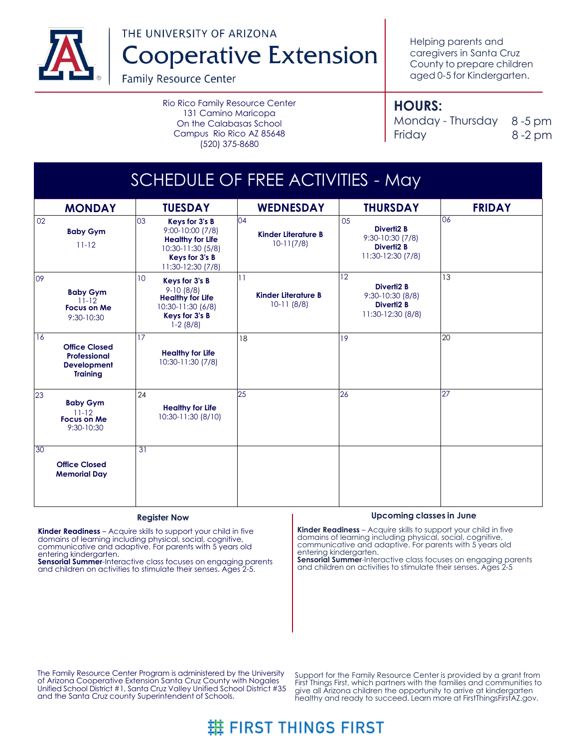THE UNIVERSITY OF ARIZONA
# Cooperative Extension
Family Resource Center

Helping parents and caregivers in Santa Cruz County to prepare children aged 0-5 for Kindergarten.

Rio Rico Family Resource Center
131 Camino Maricopa
On the Calabasas School
Campus Rio Rico AZ 85648
(520) 375-8680

**HOURS:**

Monday - Thursday 8 -5 pm
Friday 8 -2 pm

## SCHEDULE OF FREE ACTIVITIES - May

| MONDAY | TUESDAY | WEDNESDAY | THURSDAY | FRIDAY |
|---|---|---|---|---|
| 02 **Baby Gym** 11-12 | 03 **Keys for 3's B** 9:00-10:00 (7/8) **Healthy for Life** 10:30-11:30 (5/8) **Keys for 3's B** 11:30-12:30 (7/8) | 04 **Kinder Literature B** 10-11(7/8) | 05 **Diverti2 B** 9:30-10:30 (7/8) **Diverti2 B** 11:30-12:30 (7/8) | 06 |
| 09 **Baby Gym** 11-12 **Focus on Me** 9:30-10:30 | 10 **Keys for 3's B** 9-10 (8/8) **Healthy for Life** 10:30-11:30 (6/8) **Keys for 3's B** 1-2 (8/8) | 11 **Kinder Literature B** 10-11 (8/8) | 12 **Diverti2 B** 9:30-10:30 (8/8) **Diverti2 B** 11:30-12:30 (8/8) | 13 |
| 16 **Office Closed Professional Development Training** | 17 **Healthy for Life** 10:30-11:30 (7/8) | 18 | 19 | 20 |
| 23 **Baby Gym** 11-12 **Focus on Me** 9:30-10:30 | 24 **Healthy for Life** 10:30-11:30 (8/10) | 25 | 26 | 27 |
| 30 **Office Closed Memorial Day** | 31 | | | |

### Register Now

**Kinder Readiness** – Acquire skills to support your child in five domains of learning including physical, social, cognitive, communicative and adaptive. For parents with 5 years old entering kindergarten.
**Sensorial Summer**-Interactive class focuses on engaging parents and children on activities to stimulate their senses. Ages 2-5.

### Upcoming classes in June

**Kinder Readiness** – Acquire skills to support your child in five domains of learning including physical, social, cognitive, communicative and adaptive. For parents with 5 years old entering kindergarten.
**Sensorial Summer**-Interactive class focuses on engaging parents and children on activities to stimulate their senses. Ages 2-5

The Family Resource Center Program is administered by the University of Arizona Cooperative Extension Santa Cruz County with Nogales Unified School District #1, Santa Cruz Valley Unified School District #35 and the Santa Cruz county Superintendent of Schools.

Support for the Family Resource Center is provided by a grant from First Things First, which partners with the families and communities to give all Arizona children the opportunity to arrive at kindergarten healthy and ready to succeed. Learn more at FirstThingsFirstAZ.gov.

FIRST THINGS FIRST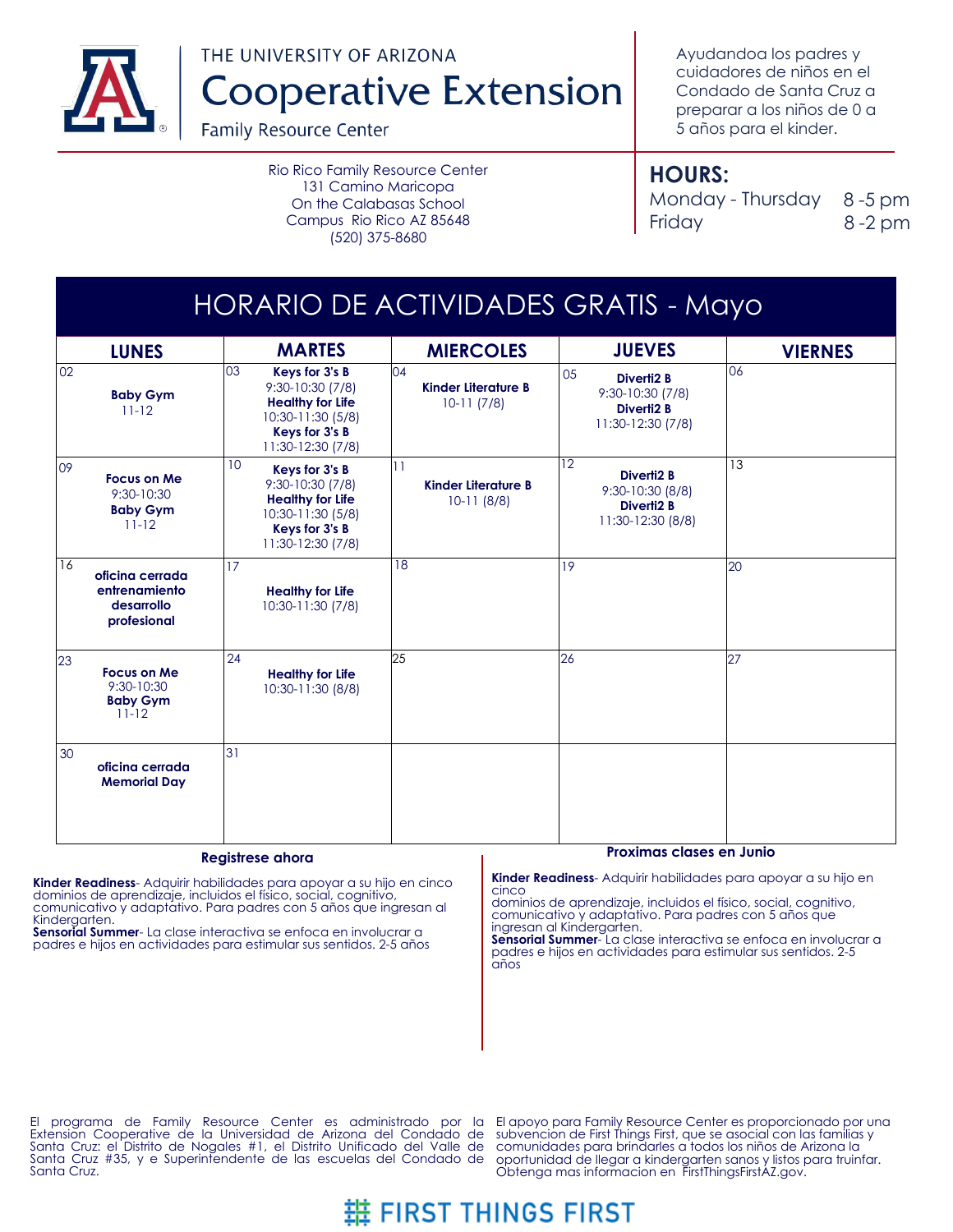THE UNIVERSITY OF ARIZONA

# Cooperative Extension

Family Resource Center

Ayudandoa los padres y cuidadores de niños en el Condado de Santa Cruz a preparar a los niños de 0 a 5 años para el kinder.

Rio Rico Family Resource Center
131 Camino Maricopa
On the Calabasas School
Campus Rio Rico AZ 85648
(520) 375-8680

## HOURS:

Monday - Thursday 8 -5 pm
Friday 8 -2 pm

## HORARIO DE ACTIVIDADES GRATIS - Mayo

| LUNES | MARTES | MIERCOLES | JUEVES | VIERNES |
|---|---|---|---|---|
| 02 **Baby Gym** 11-12 | 03 **Keys for 3's B** 9:30-10:30 (7/8) **Healthy for Life** 10:30-11:30 (5/8) **Keys for 3's B** 11:30-12:30 (7/8) | 04 **Kinder Literature B** 10-11 (7/8) | 05 **Diverti2 B** 9:30-10:30 (7/8) **Diverti2 B** 11:30-12:30 (7/8) | 06 |
| 09 **Focus on Me** 9:30-10:30 **Baby Gym** 11-12 | 10 **Keys for 3's B** 9:30-10:30 (7/8) **Healthy for Life** 10:30-11:30 (5/8) **Keys for 3's B** 11:30-12:30 (7/8) | 11 **Kinder Literature B** 10-11 (8/8) | 12 **Diverti2 B** 9:30-10:30 (8/8) **Diverti2 B** 11:30-12:30 (8/8) | 13 |
| 16 **oficina cerrada entrenamiento desarrollo profesional** | 17 **Healthy for Life** 10:30-11:30 (7/8) | 18 | 19 | 20 |
| 23 **Focus on Me** 9:30-10:30 **Baby Gym** 11-12 | 24 **Healthy for Life** 10:30-11:30 (8/8) | 25 | 26 | 27 |
| 30 **oficina cerrada Memorial Day** | 31 | | | |

### Registrese ahora

**Kinder Readiness**- Adquirir habilidades para apoyar a su hijo en cinco dominios de aprendizaje, incluidos el físico, social, cognitivo, comunicativo y adaptativo. Para padres con 5 años que ingresan al Kindergarten.
**Sensorial Summer**- La clase interactiva se enfoca en involucrar a padres e hijos en actividades para estimular sus sentidos. 2-5 años

### Proximas clases en Junio

**Kinder Readiness**- Adquirir habilidades para apoyar a su hijo en cinco dominios de aprendizaje, incluidos el físico, social, cognitivo, comunicativo y adaptativo. Para padres con 5 años que ingresan al Kindergarten.
**Sensorial Summer**- La clase interactiva se enfoca en involucrar a padres e hijos en actividades para estimular sus sentidos. 2-5 años

El programa de Family Resource Center es administrado por la Extension Cooperative de la Universidad de Arizona del Condado de Santa Cruz: el Distrito de Nogales #1, el Distrito Unificado del Valle de Santa Cruz #35, y e Superintendente de las escuelas del Condado de Santa Cruz.

El apoyo para Family Resource Center es proporcionado por una subvencion de First Things First, que se asocial con las familias y comunidades para brindarles a todos los niños de Arizona la oportunidad de llegar a kindergarten sanos y listos para truinfar. Obtenga mas informacion en FirstThingsFirstAZ.gov.

FIRST THINGS FIRST